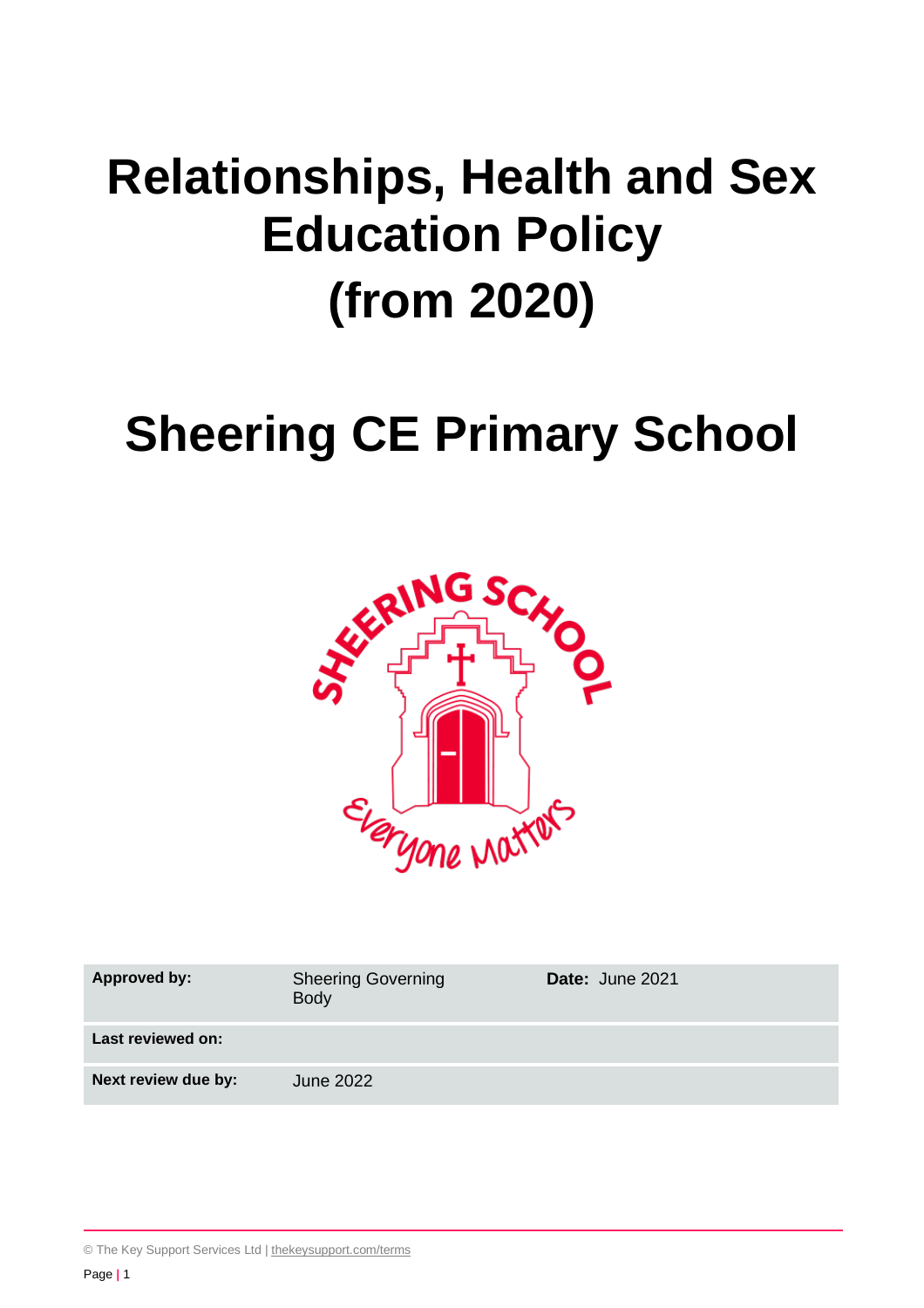# Relationships, Health and Sex Education Policy (from 2020)

# Sheering CE Primary School

| Approved by: | Sheering Governing Body | Date: June 2021 |
|---|---|---|
| Last reviewed on: | | |
| Next review due by: | June 2022 | |

© The Key Support Services Ltd | thekeysupport.com/terms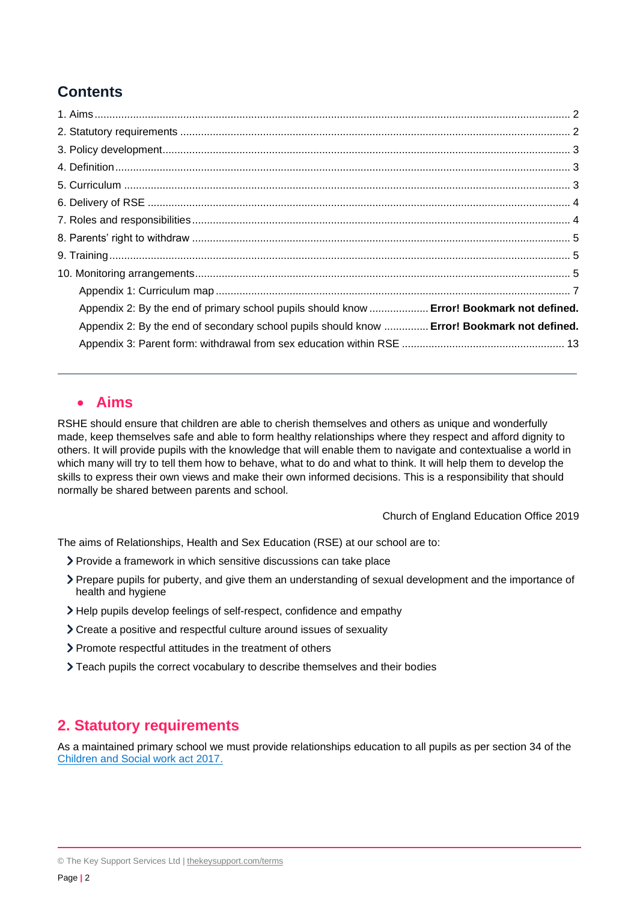## Contents

1. Aims ........ 2
2. Statutory requirements ........ 2
3. Policy development ........ 3
4. Definition ........ 3
5. Curriculum ........ 3
6. Delivery of RSE ........ 4
7. Roles and responsibilities ........ 4
8. Parents' right to withdraw ........ 5
9. Training ........ 5
10. Monitoring arrangements ........ 5

    Appendix 1: Curriculum map ........ 7

    Appendix 2: By the end of primary school pupils should know ........ **Error! Bookmark not defined.**

    Appendix 2: By the end of secondary school pupils should know ........ **Error! Bookmark not defined.**

    Appendix 3: Parent form: withdrawal from sex education within RSE ........ 13

---

## Aims

RSHE should ensure that children are able to cherish themselves and others as unique and wonderfully made, keep themselves safe and able to form healthy relationships where they respect and afford dignity to others. It will provide pupils with the knowledge that will enable them to navigate and contextualise a world in which many will try to tell them how to behave, what to do and what to think. It will help them to develop the skills to express their own views and make their own informed decisions. This is a responsibility that should normally be shared between parents and school.

Church of England Education Office 2019

The aims of Relationships, Health and Sex Education (RSE) at our school are to:

- Provide a framework in which sensitive discussions can take place
- Prepare pupils for puberty, and give them an understanding of sexual development and the importance of health and hygiene
- Help pupils develop feelings of self-respect, confidence and empathy
- Create a positive and respectful culture around issues of sexuality
- Promote respectful attitudes in the treatment of others
- Teach pupils the correct vocabulary to describe themselves and their bodies

## 2. Statutory requirements

As a maintained primary school we must provide relationships education to all pupils as per section 34 of the [Children and Social work act 2017.](Children and Social work act 2017.)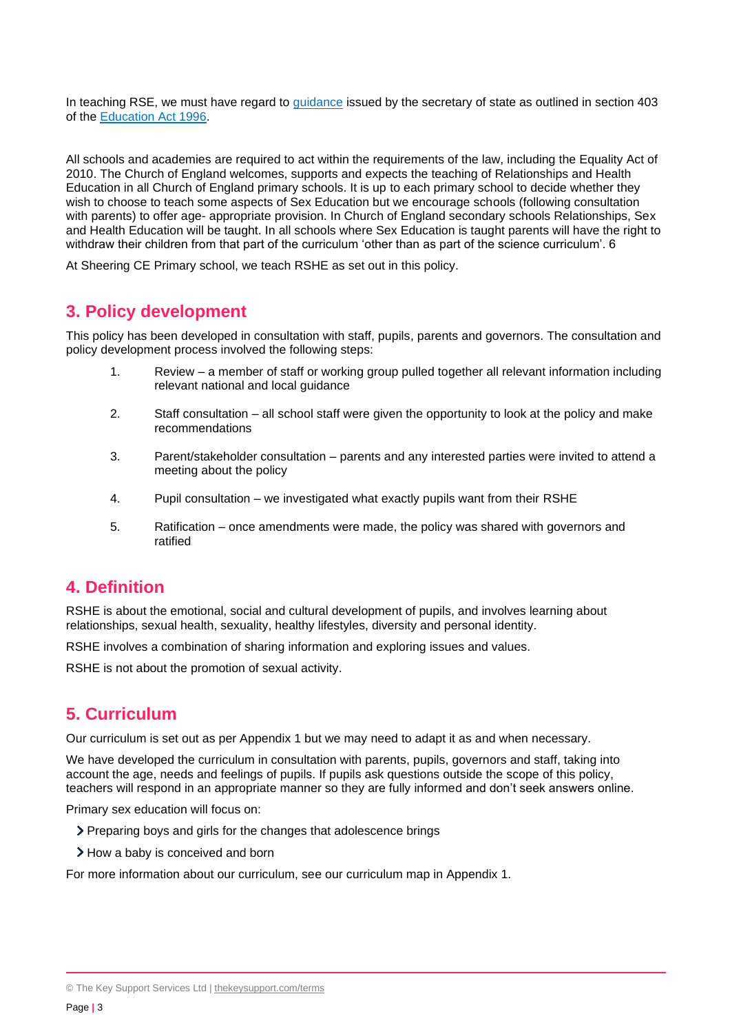In teaching RSE, we must have regard to guidance issued by the secretary of state as outlined in section 403 of the Education Act 1996.

All schools and academies are required to act within the requirements of the law, including the Equality Act of 2010. The Church of England welcomes, supports and expects the teaching of Relationships and Health Education in all Church of England primary schools. It is up to each primary school to decide whether they wish to choose to teach some aspects of Sex Education but we encourage schools (following consultation with parents) to offer age- appropriate provision. In Church of England secondary schools Relationships, Sex and Health Education will be taught. In all schools where Sex Education is taught parents will have the right to withdraw their children from that part of the curriculum 'other than as part of the science curriculum'. 6

At Sheering CE Primary school, we teach RSHE as set out in this policy.

## 3. Policy development

This policy has been developed in consultation with staff, pupils, parents and governors. The consultation and policy development process involved the following steps:

1. Review – a member of staff or working group pulled together all relevant information including relevant national and local guidance
2. Staff consultation – all school staff were given the opportunity to look at the policy and make recommendations
3. Parent/stakeholder consultation – parents and any interested parties were invited to attend a meeting about the policy
4. Pupil consultation – we investigated what exactly pupils want from their RSHE
5. Ratification – once amendments were made, the policy was shared with governors and ratified

## 4. Definition

RSHE is about the emotional, social and cultural development of pupils, and involves learning about relationships, sexual health, sexuality, healthy lifestyles, diversity and personal identity.

RSHE involves a combination of sharing information and exploring issues and values.

RSHE is not about the promotion of sexual activity.

## 5. Curriculum

Our curriculum is set out as per Appendix 1 but we may need to adapt it as and when necessary.

We have developed the curriculum in consultation with parents, pupils, governors and staff, taking into account the age, needs and feelings of pupils. If pupils ask questions outside the scope of this policy, teachers will respond in an appropriate manner so they are fully informed and don't seek answers online.

Primary sex education will focus on:

- Preparing boys and girls for the changes that adolescence brings
- How a baby is conceived and born

For more information about our curriculum, see our curriculum map in Appendix 1.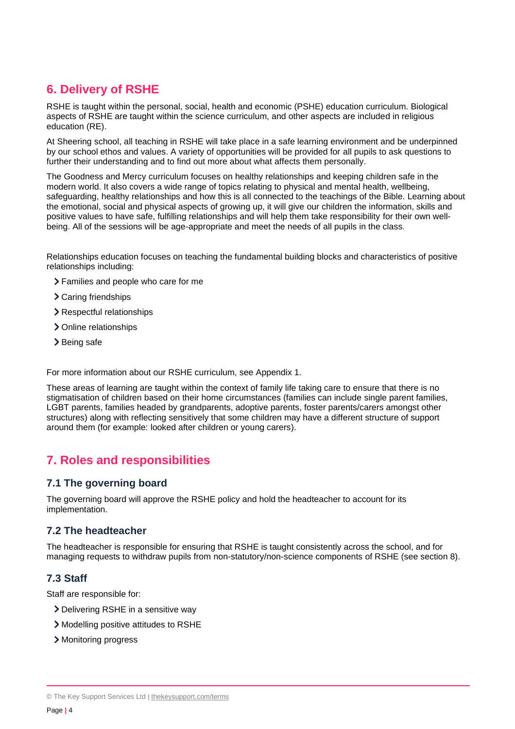## 6. Delivery of RSHE

RSHE is taught within the personal, social, health and economic (PSHE) education curriculum. Biological aspects of RSHE are taught within the science curriculum, and other aspects are included in religious education (RE).

At Sheering school, all teaching in RSHE will take place in a safe learning environment and be underpinned by our school ethos and values. A variety of opportunities will be provided for all pupils to ask questions to further their understanding and to find out more about what affects them personally.

The Goodness and Mercy curriculum focuses on healthy relationships and keeping children safe in the modern world. It also covers a wide range of topics relating to physical and mental health, wellbeing, safeguarding, healthy relationships and how this is all connected to the teachings of the Bible. Learning about the emotional, social and physical aspects of growing up, it will give our children the information, skills and positive values to have safe, fulfilling relationships and will help them take responsibility for their own well-being. All of the sessions will be age-appropriate and meet the needs of all pupils in the class.

Relationships education focuses on teaching the fundamental building blocks and characteristics of positive relationships including:

- Families and people who care for me
- Caring friendships
- Respectful relationships
- Online relationships
- Being safe

For more information about our RSHE curriculum, see Appendix 1.

These areas of learning are taught within the context of family life taking care to ensure that there is no stigmatisation of children based on their home circumstances (families can include single parent families, LGBT parents, families headed by grandparents, adoptive parents, foster parents/carers amongst other structures) along with reflecting sensitively that some children may have a different structure of support around them (for example: looked after children or young carers).

## 7. Roles and responsibilities

### 7.1 The governing board

The governing board will approve the RSHE policy and hold the headteacher to account for its implementation.

### 7.2 The headteacher

The headteacher is responsible for ensuring that RSHE is taught consistently across the school, and for managing requests to withdraw pupils from non-statutory/non-science components of RSHE (see section 8).

### 7.3 Staff

Staff are responsible for:

- Delivering RSHE in a sensitive way
- Modelling positive attitudes to RSHE
- Monitoring progress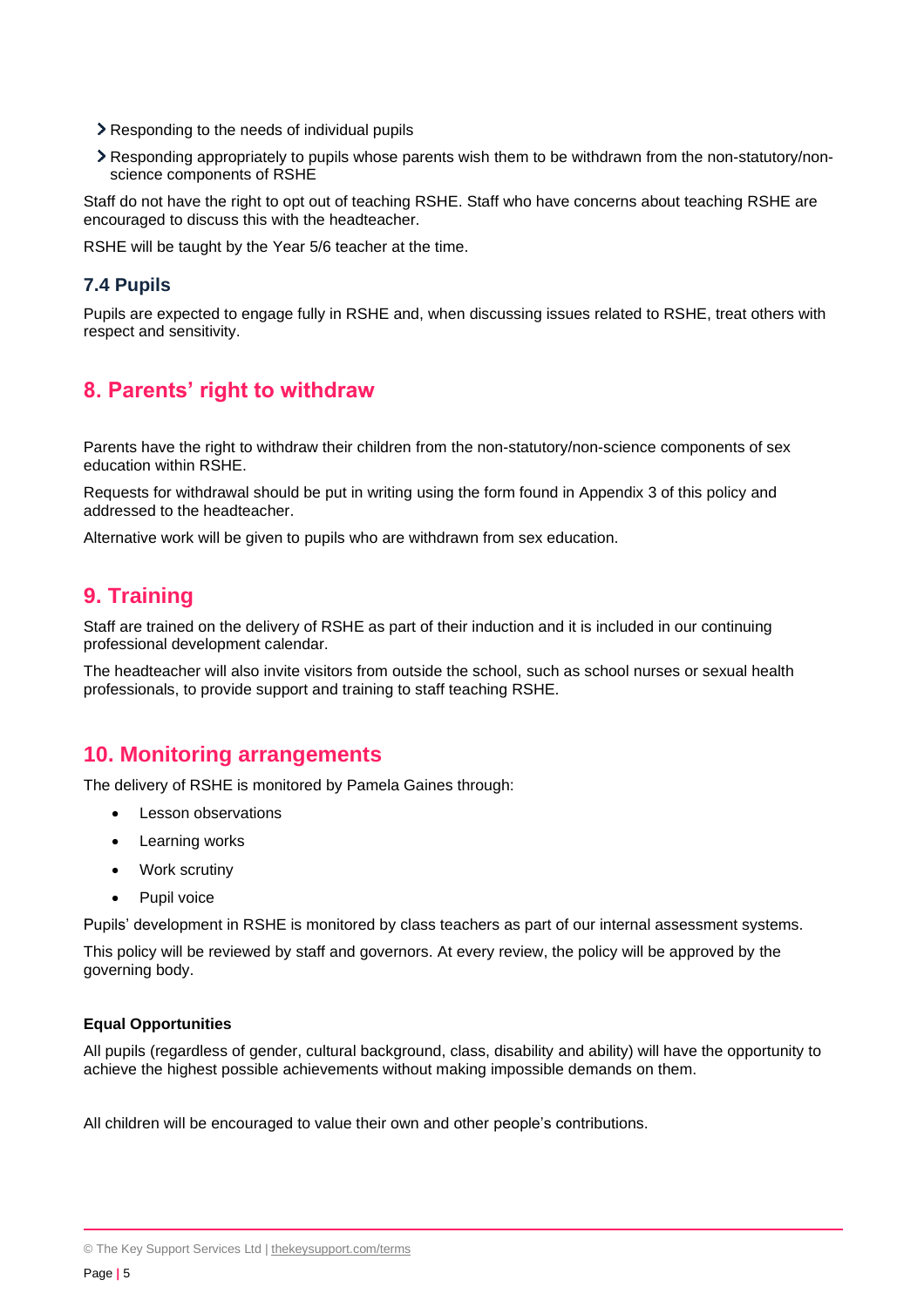- Responding to the needs of individual pupils
- Responding appropriately to pupils whose parents wish them to be withdrawn from the non-statutory/non-science components of RSHE

Staff do not have the right to opt out of teaching RSHE. Staff who have concerns about teaching RSHE are encouraged to discuss this with the headteacher.

RSHE will be taught by the Year 5/6 teacher at the time.

### 7.4 Pupils

Pupils are expected to engage fully in RSHE and, when discussing issues related to RSHE, treat others with respect and sensitivity.

## 8. Parents' right to withdraw

Parents have the right to withdraw their children from the non-statutory/non-science components of sex education within RSHE.

Requests for withdrawal should be put in writing using the form found in Appendix 3 of this policy and addressed to the headteacher.

Alternative work will be given to pupils who are withdrawn from sex education.

## 9. Training

Staff are trained on the delivery of RSHE as part of their induction and it is included in our continuing professional development calendar.

The headteacher will also invite visitors from outside the school, such as school nurses or sexual health professionals, to provide support and training to staff teaching RSHE.

## 10. Monitoring arrangements

The delivery of RSHE is monitored by Pamela Gaines through:

- Lesson observations
- Learning works
- Work scrutiny
- Pupil voice

Pupils' development in RSHE is monitored by class teachers as part of our internal assessment systems.

This policy will be reviewed by staff and governors. At every review, the policy will be approved by the governing body.

**Equal Opportunities**

All pupils (regardless of gender, cultural background, class, disability and ability) will have the opportunity to achieve the highest possible achievements without making impossible demands on them.

All children will be encouraged to value their own and other people's contributions.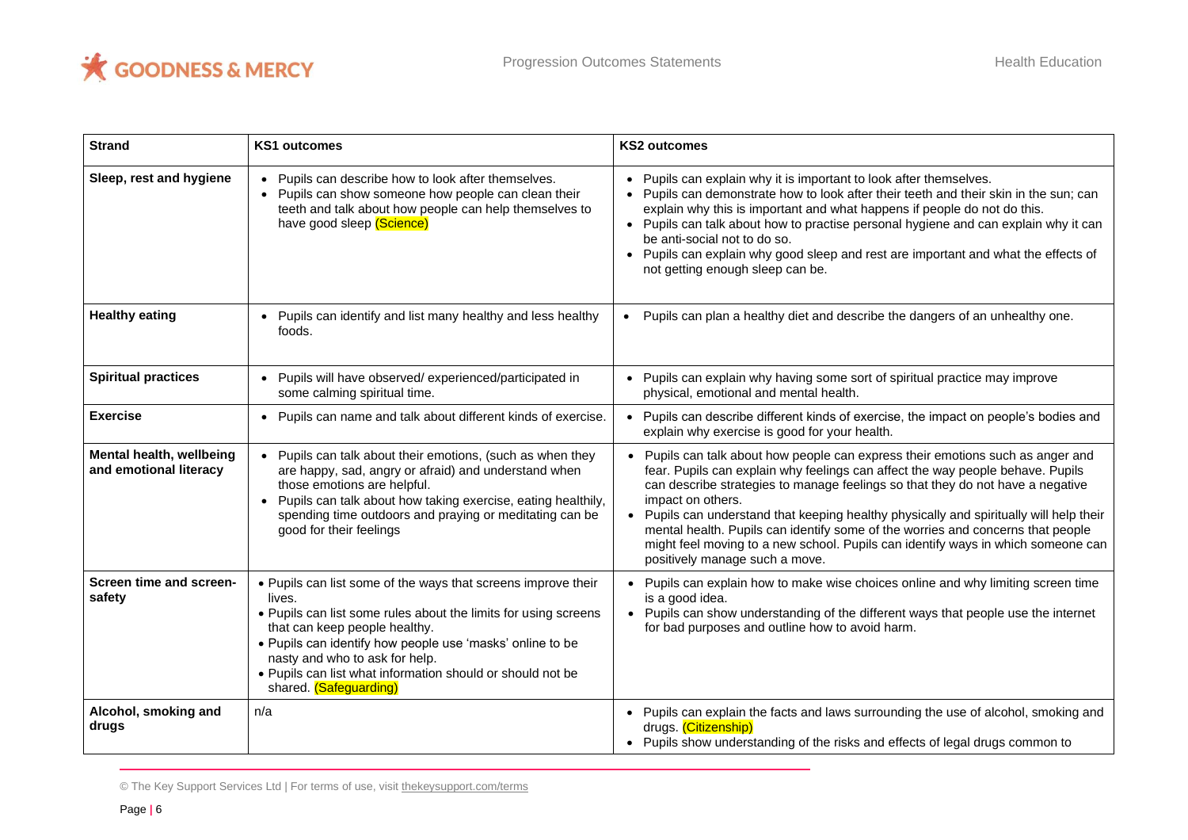| Strand | KS1 outcomes | KS2 outcomes |
| --- | --- | --- |
| **Sleep, rest and hygiene** | • Pupils can describe how to look after themselves.<br>• Pupils can show someone how people can clean their teeth and talk about how people can help themselves to have good sleep (Science) | • Pupils can explain why it is important to look after themselves.<br>• Pupils can demonstrate how to look after their teeth and their skin in the sun; can explain why this is important and what happens if people do not do this.<br>• Pupils can talk about how to practise personal hygiene and can explain why it can be anti-social not to do so.<br>• Pupils can explain why good sleep and rest are important and what the effects of not getting enough sleep can be. |
| **Healthy eating** | • Pupils can identify and list many healthy and less healthy foods. | • Pupils can plan a healthy diet and describe the dangers of an unhealthy one. |
| **Spiritual practices** | • Pupils will have observed/ experienced/participated in some calming spiritual time. | • Pupils can explain why having some sort of spiritual practice may improve physical, emotional and mental health. |
| **Exercise** | • Pupils can name and talk about different kinds of exercise. | • Pupils can describe different kinds of exercise, the impact on people's bodies and explain why exercise is good for your health. |
| **Mental health, wellbeing and emotional literacy** | • Pupils can talk about their emotions, (such as when they are happy, sad, angry or afraid) and understand when those emotions are helpful.<br>• Pupils can talk about how taking exercise, eating healthily, spending time outdoors and praying or meditating can be good for their feelings | • Pupils can talk about how people can express their emotions such as anger and fear. Pupils can explain why feelings can affect the way people behave. Pupils can describe strategies to manage feelings so that they do not have a negative impact on others.<br>• Pupils can understand that keeping healthy physically and spiritually will help their mental health. Pupils can identify some of the worries and concerns that people might feel moving to a new school. Pupils can identify ways in which someone can positively manage such a move. |
| **Screen time and screen-safety** | • Pupils can list some of the ways that screens improve their lives.<br>• Pupils can list some rules about the limits for using screens that can keep people healthy.<br>• Pupils can identify how people use 'masks' online to be nasty and who to ask for help.<br>• Pupils can list what information should or should not be shared. (Safeguarding) | • Pupils can explain how to make wise choices online and why limiting screen time is a good idea.<br>• Pupils can show understanding of the different ways that people use the internet for bad purposes and outline how to avoid harm. |
| **Alcohol, smoking and drugs** | n/a | • Pupils can explain the facts and laws surrounding the use of alcohol, smoking and drugs. (Citizenship)<br>• Pupils show understanding of the risks and effects of legal drugs common to |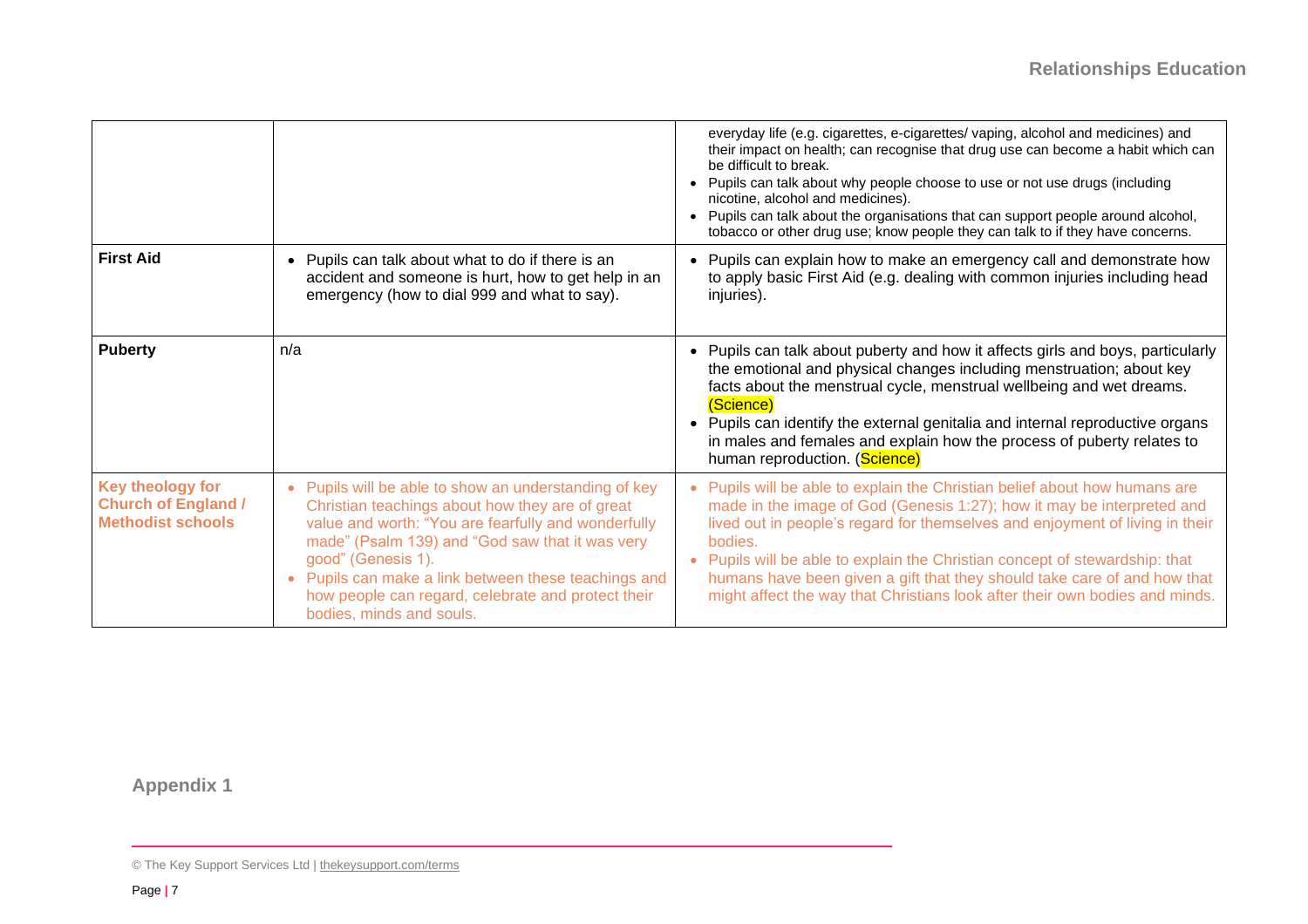| | | |
|---|---|---|
| | | everyday life (e.g. cigarettes, e-cigarettes/ vaping, alcohol and medicines) and their impact on health; can recognise that drug use can become a habit which can be difficult to break.<br>• Pupils can talk about why people choose to use or not use drugs (including nicotine, alcohol and medicines).<br>• Pupils can talk about the organisations that can support people around alcohol, tobacco or other drug use; know people they can talk to if they have concerns. |
| **First Aid** | • Pupils can talk about what to do if there is an accident and someone is hurt, how to get help in an emergency (how to dial 999 and what to say). | • Pupils can explain how to make an emergency call and demonstrate how to apply basic First Aid (e.g. dealing with common injuries including head injuries). |
| **Puberty** | n/a | • Pupils can talk about puberty and how it affects girls and boys, particularly the emotional and physical changes including menstruation; about key facts about the menstrual cycle, menstrual wellbeing and wet dreams. (Science)<br>• Pupils can identify the external genitalia and internal reproductive organs in males and females and explain how the process of puberty relates to human reproduction. (Science) |
| **Key theology for Church of England / Methodist schools** | • Pupils will be able to show an understanding of key Christian teachings about how they are of great value and worth: "You are fearfully and wonderfully made" (Psalm 139) and "God saw that it was very good" (Genesis 1).<br>• Pupils can make a link between these teachings and how people can regard, celebrate and protect their bodies, minds and souls. | • Pupils will be able to explain the Christian belief about how humans are made in the image of God (Genesis 1:27); how it may be interpreted and lived out in people's regard for themselves and enjoyment of living in their bodies.<br>• Pupils will be able to explain the Christian concept of stewardship: that humans have been given a gift that they should take care of and how that might affect the way that Christians look after their own bodies and minds. |

## Appendix 1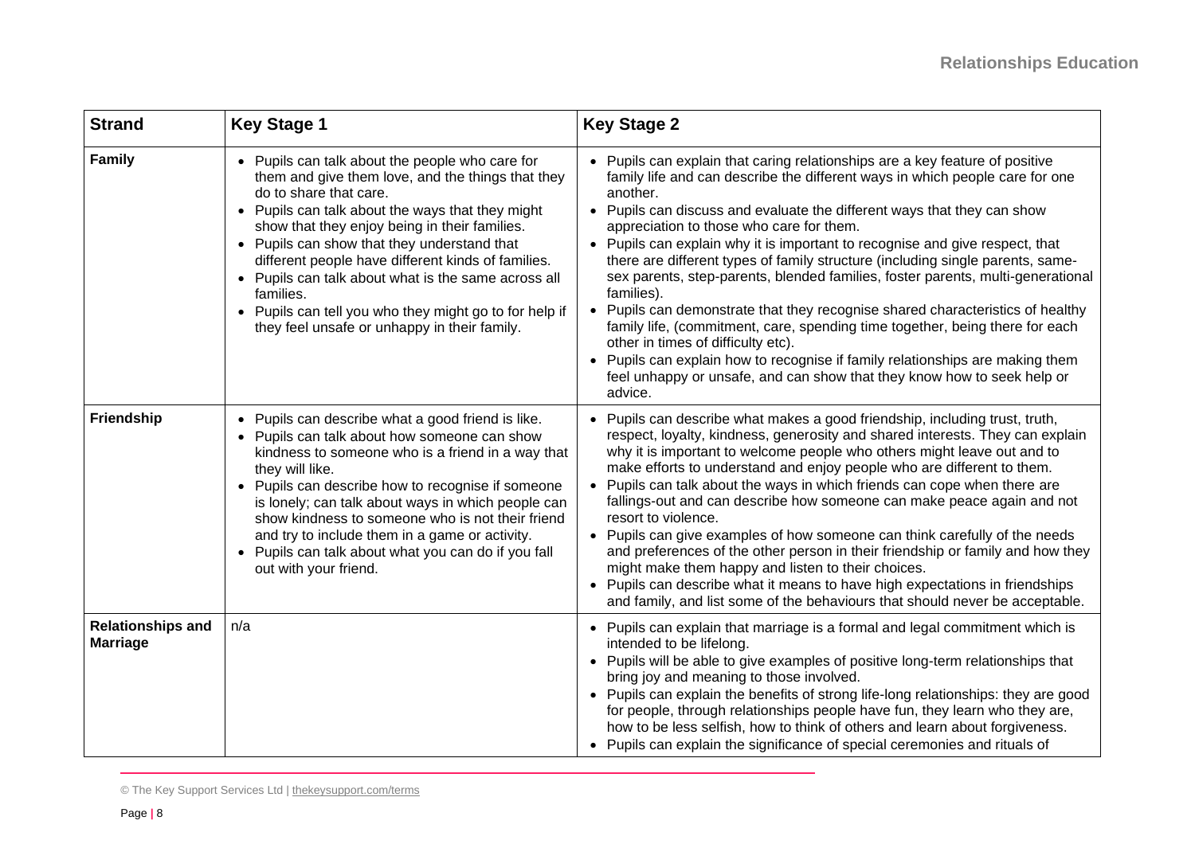| Strand | Key Stage 1 | Key Stage 2 |
|---|---|---|
| **Family** | • Pupils can talk about the people who care for them and give them love, and the things that they do to share that care.<br>• Pupils can talk about the ways that they might show that they enjoy being in their families.<br>• Pupils can show that they understand that different people have different kinds of families.<br>• Pupils can talk about what is the same across all families.<br>• Pupils can tell you who they might go to for help if they feel unsafe or unhappy in their family. | • Pupils can explain that caring relationships are a key feature of positive family life and can describe the different ways in which people care for one another.<br>• Pupils can discuss and evaluate the different ways that they can show appreciation to those who care for them.<br>• Pupils can explain why it is important to recognise and give respect, that there are different types of family structure (including single parents, same-sex parents, step-parents, blended families, foster parents, multi-generational families).<br>• Pupils can demonstrate that they recognise shared characteristics of healthy family life, (commitment, care, spending time together, being there for each other in times of difficulty etc).<br>• Pupils can explain how to recognise if family relationships are making them feel unhappy or unsafe, and can show that they know how to seek help or advice. |
| **Friendship** | • Pupils can describe what a good friend is like.<br>• Pupils can talk about how someone can show kindness to someone who is a friend in a way that they will like.<br>• Pupils can describe how to recognise if someone is lonely; can talk about ways in which people can show kindness to someone who is not their friend and try to include them in a game or activity.<br>• Pupils can talk about what you can do if you fall out with your friend. | • Pupils can describe what makes a good friendship, including trust, truth, respect, loyalty, kindness, generosity and shared interests. They can explain why it is important to welcome people who others might leave out and to make efforts to understand and enjoy people who are different to them.<br>• Pupils can talk about the ways in which friends can cope when there are fallings-out and can describe how someone can make peace again and not resort to violence.<br>• Pupils can give examples of how someone can think carefully of the needs and preferences of the other person in their friendship or family and how they might make them happy and listen to their choices.<br>• Pupils can describe what it means to have high expectations in friendships and family, and list some of the behaviours that should never be acceptable. |
| **Relationships and Marriage** | n/a | • Pupils can explain that marriage is a formal and legal commitment which is intended to be lifelong.<br>• Pupils will be able to give examples of positive long-term relationships that bring joy and meaning to those involved.<br>• Pupils can explain the benefits of strong life-long relationships: they are good for people, through relationships people have fun, they learn who they are, how to be less selfish, how to think of others and learn about forgiveness.<br>• Pupils can explain the significance of special ceremonies and rituals of |

© The Key Support Services Ltd | thekeysupport.com/terms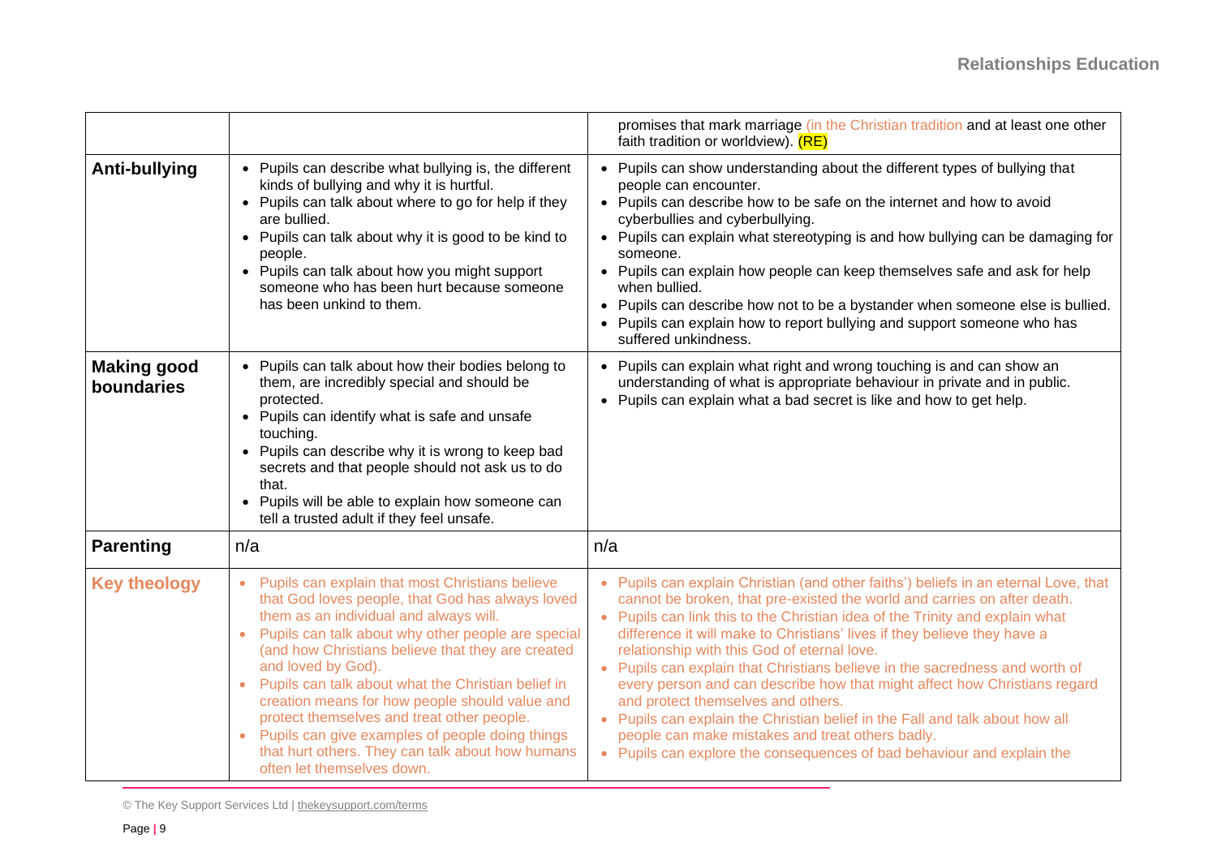| | | |
|---|---|---|
| | | promises that mark marriage (in the Christian tradition and at least one other faith tradition or worldview). (RE) |
| **Anti-bullying** | • Pupils can describe what bullying is, the different kinds of bullying and why it is hurtful.<br>• Pupils can talk about where to go for help if they are bullied.<br>• Pupils can talk about why it is good to be kind to people.<br>• Pupils can talk about how you might support someone who has been hurt because someone has been unkind to them. | • Pupils can show understanding about the different types of bullying that people can encounter.<br>• Pupils can describe how to be safe on the internet and how to avoid cyberbullies and cyberbullying.<br>• Pupils can explain what stereotyping is and how bullying can be damaging for someone.<br>• Pupils can explain how people can keep themselves safe and ask for help when bullied.<br>• Pupils can describe how not to be a bystander when someone else is bullied.<br>• Pupils can explain how to report bullying and support someone who has suffered unkindness. |
| **Making good boundaries** | • Pupils can talk about how their bodies belong to them, are incredibly special and should be protected.<br>• Pupils can identify what is safe and unsafe touching.<br>• Pupils can describe why it is wrong to keep bad secrets and that people should not ask us to do that.<br>• Pupils will be able to explain how someone can tell a trusted adult if they feel unsafe. | • Pupils can explain what right and wrong touching is and can show an understanding of what is appropriate behaviour in private and in public.<br>• Pupils can explain what a bad secret is like and how to get help. |
| **Parenting** | n/a | n/a |
| **Key theology** | • Pupils can explain that most Christians believe that God loves people, that God has always loved them as an individual and always will.<br>• Pupils can talk about why other people are special (and how Christians believe that they are created and loved by God).<br>• Pupils can talk about what the Christian belief in creation means for how people should value and protect themselves and treat other people.<br>• Pupils can give examples of people doing things that hurt others. They can talk about how humans often let themselves down. | • Pupils can explain Christian (and other faiths') beliefs in an eternal Love, that cannot be broken, that pre-existed the world and carries on after death.<br>• Pupils can link this to the Christian idea of the Trinity and explain what difference it will make to Christians' lives if they believe they have a relationship with this God of eternal love.<br>• Pupils can explain that Christians believe in the sacredness and worth of every person and can describe how that might affect how Christians regard and protect themselves and others.<br>• Pupils can explain the Christian belief in the Fall and talk about how all people can make mistakes and treat others badly.<br>• Pupils can explore the consequences of bad behaviour and explain the |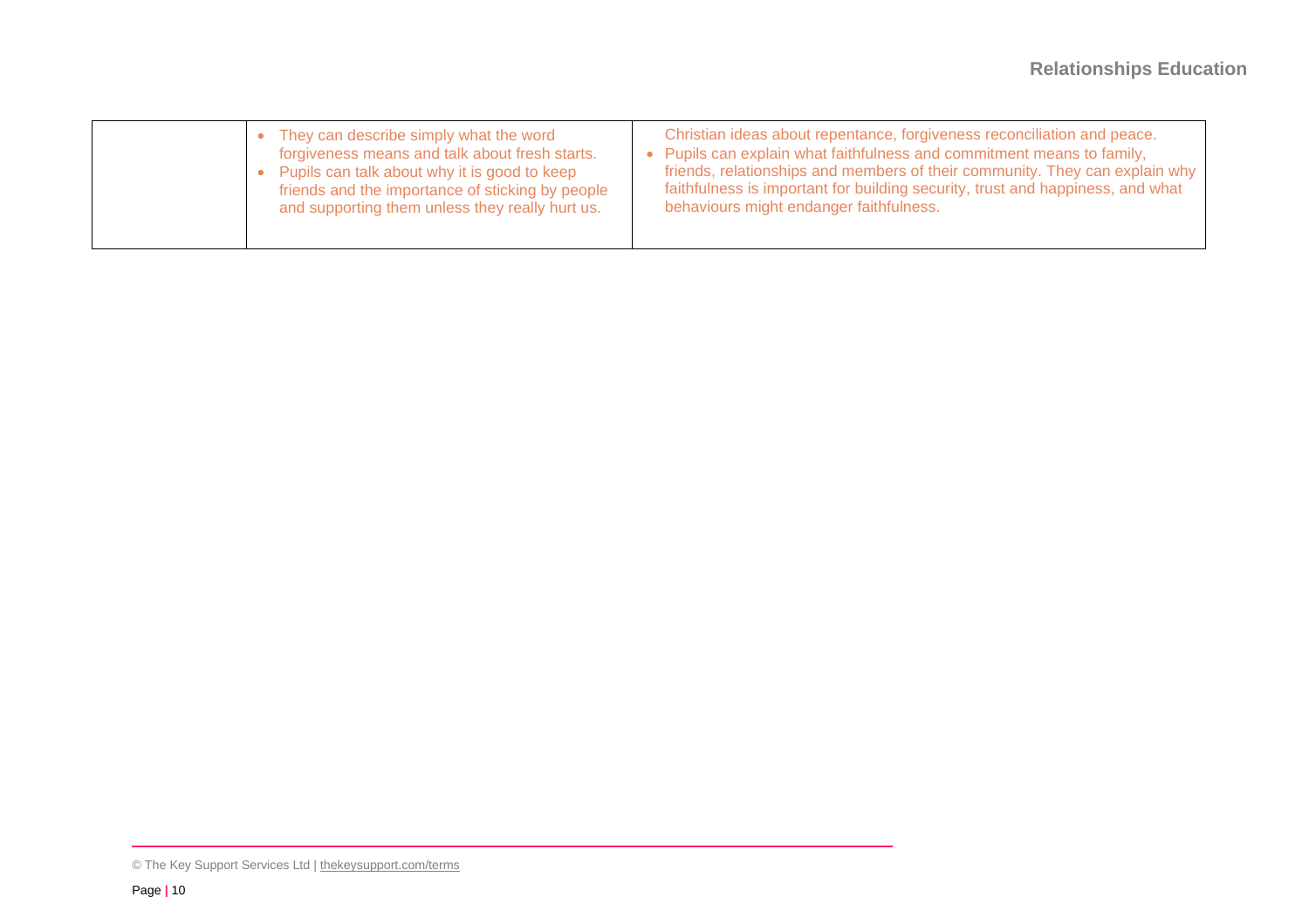| | | |
|---|---|---|
| | • They can describe simply what the word forgiveness means and talk about fresh starts.<br>• Pupils can talk about why it is good to keep friends and the importance of sticking by people and supporting them unless they really hurt us. | Christian ideas about repentance, forgiveness reconciliation and peace.<br>• Pupils can explain what faithfulness and commitment means to family, friends, relationships and members of their community. They can explain why faithfulness is important for building security, trust and happiness, and what behaviours might endanger faithfulness. |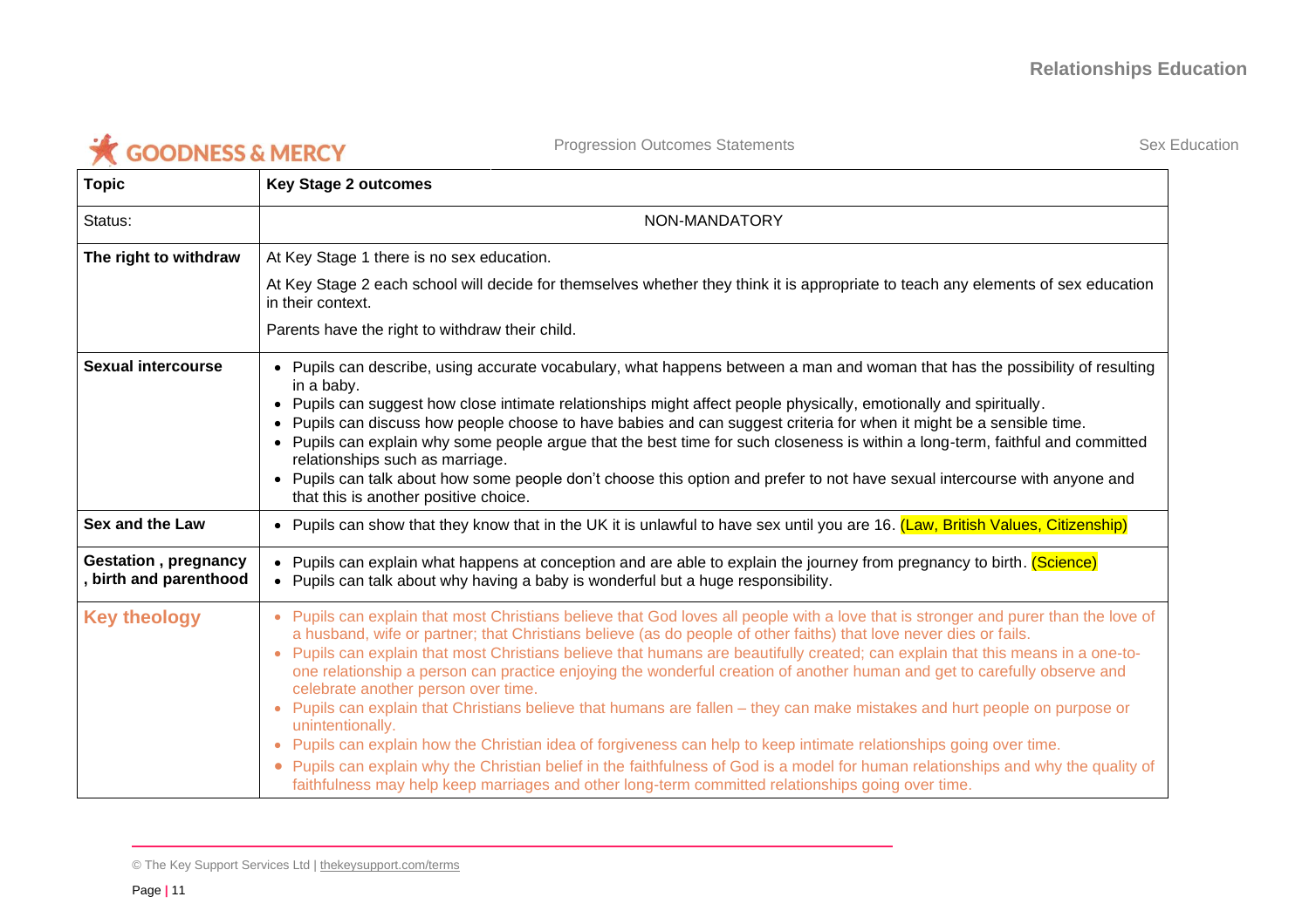Progression Outcomes Statements

Sex Education

| Topic | Key Stage 2 outcomes |
|---|---|
| Status: | NON-MANDATORY |
| **The right to withdraw** | At Key Stage 1 there is no sex education.<br><br>At Key Stage 2 each school will decide for themselves whether they think it is appropriate to teach any elements of sex education in their context.<br><br>Parents have the right to withdraw their child. |
| **Sexual intercourse** | • Pupils can describe, using accurate vocabulary, what happens between a man and woman that has the possibility of resulting in a baby.<br>• Pupils can suggest how close intimate relationships might affect people physically, emotionally and spiritually.<br>• Pupils can discuss how people choose to have babies and can suggest criteria for when it might be a sensible time.<br>• Pupils can explain why some people argue that the best time for such closeness is within a long-term, faithful and committed relationships such as marriage.<br>• Pupils can talk about how some people don't choose this option and prefer to not have sexual intercourse with anyone and that this is another positive choice. |
| **Sex and the Law** | • Pupils can show that they know that in the UK it is unlawful to have sex until you are 16. (Law, British Values, Citizenship) |
| **Gestation , pregnancy , birth and parenthood** | • Pupils can explain what happens at conception and are able to explain the journey from pregnancy to birth. (Science)<br>• Pupils can talk about why having a baby is wonderful but a huge responsibility. |
| **Key theology** | • Pupils can explain that most Christians believe that God loves all people with a love that is stronger and purer than the love of a husband, wife or partner; that Christians believe (as do people of other faiths) that love never dies or fails.<br>• Pupils can explain that most Christians believe that humans are beautifully created; can explain that this means in a one-to-one relationship a person can practice enjoying the wonderful creation of another human and get to carefully observe and celebrate another person over time.<br>• Pupils can explain that Christians believe that humans are fallen – they can make mistakes and hurt people on purpose or unintentionally.<br>• Pupils can explain how the Christian idea of forgiveness can help to keep intimate relationships going over time.<br>• Pupils can explain why the Christian belief in the faithfulness of God is a model for human relationships and why the quality of faithfulness may help keep marriages and other long-term committed relationships going over time. |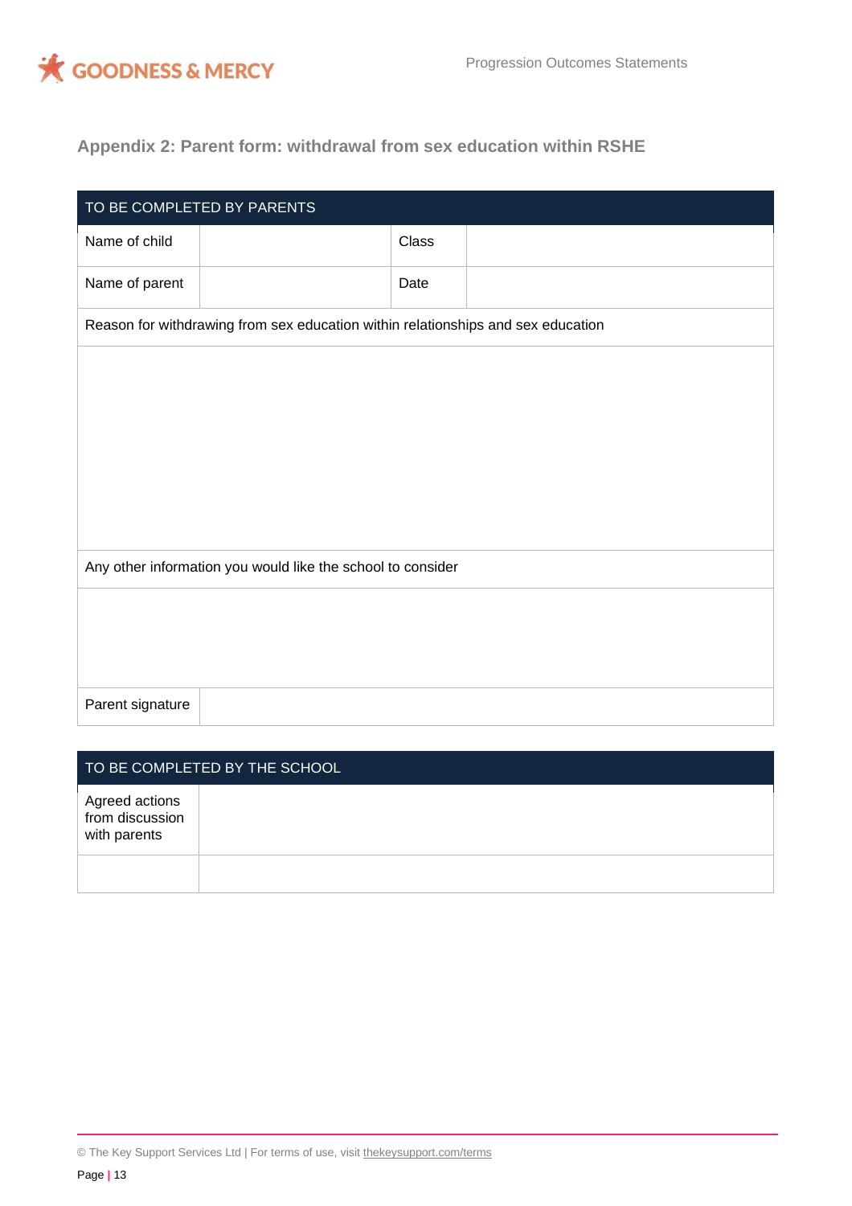### Appendix 2: Parent form: withdrawal from sex education within RSHE

| TO BE COMPLETED BY PARENTS | | | |
|---|---|---|---|
| Name of child | | Class | |
| Name of parent | | Date | |
| Reason for withdrawing from sex education within relationships and sex education | | | |
| | | | |
| Any other information you would like the school to consider | | | |
| | | | |
| Parent signature | | | |

| TO BE COMPLETED BY THE SCHOOL | |
|---|---|
| Agreed actions from discussion with parents | |
| | |